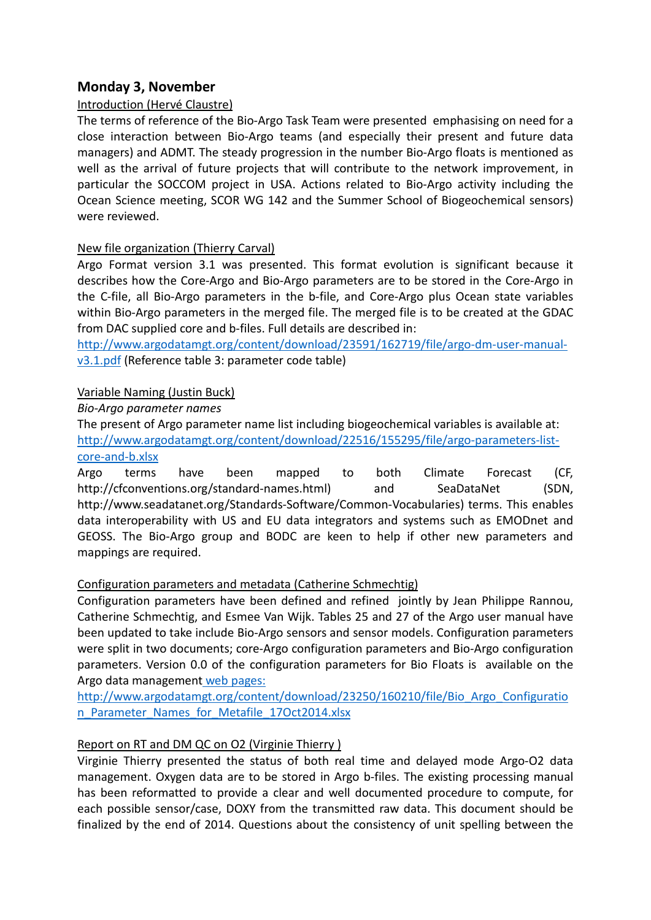## Monday 3, November

Introduction (Hervé Claustre)

The terms of reference of the Bio-Argo Task Team were presented emphasising on need for a close interaction between Bio-Argo teams (and especially their present and future data managers) and ADMT. The steady progression in the number Bio-Argo floats is mentioned as well as the arrival of future projects that will contribute to the network improvement, in particular the SOCCOM project in USA. Actions related to Bio-Argo activity including the Ocean Science meeting, SCOR WG 142 and the Summer School of Biogeochemical sensors) were reviewed.

New file organization (Thierry Carval)

Argo Format version 3.1 was presented. This format evolution is significant because it describes how the Core-Argo and Bio-Argo parameters are to be stored in the Core-Argo in the C-file, all Bio-Argo parameters in the b-file, and Core-Argo plus Ocean state variables within Bio-Argo parameters in the merged file. The merged file is to be created at the GDAC from DAC supplied core and b-files. Full details are described in:
http://www.argodatamgt.org/content/download/23591/162719/file/argo-dm-user-manual-v3.1.pdf (Reference table 3: parameter code table)

Variable Naming (Justin Buck)

*Bio-Argo parameter names*

The present of Argo parameter name list including biogeochemical variables is available at:
http://www.argodatamgt.org/content/download/22516/155295/file/argo-parameters-list-core-and-b.xlsx

Argo terms have been mapped to both Climate Forecast (CF, http://cfconventions.org/standard-names.html) and SeaDataNet (SDN, http://www.seadatanet.org/Standards-Software/Common-Vocabularies) terms. This enables data interoperability with US and EU data integrators and systems such as EMODnet and GEOSS. The Bio-Argo group and BODC are keen to help if other new parameters and mappings are required.

Configuration parameters and metadata (Catherine Schmechtig)

Configuration parameters have been defined and refined jointly by Jean Philippe Rannou, Catherine Schmechtig, and Esmee Van Wijk. Tables 25 and 27 of the Argo user manual have been updated to take include Bio-Argo sensors and sensor models. Configuration parameters were split in two documents; core-Argo configuration parameters and Bio-Argo configuration parameters. Version 0.0 of the configuration parameters for Bio Floats is available on the Argo data management web pages:
http://www.argodatamgt.org/content/download/23250/160210/file/Bio_Argo_Configuration_Parameter_Names_for_Metafile_17Oct2014.xlsx

Report on RT and DM QC on O2 (Virginie Thierry )

Virginie Thierry presented the status of both real time and delayed mode Argo-O2 data management. Oxygen data are to be stored in Argo b-files. The existing processing manual has been reformatted to provide a clear and well documented procedure to compute, for each possible sensor/case, DOXY from the transmitted raw data. This document should be finalized by the end of 2014. Questions about the consistency of unit spelling between the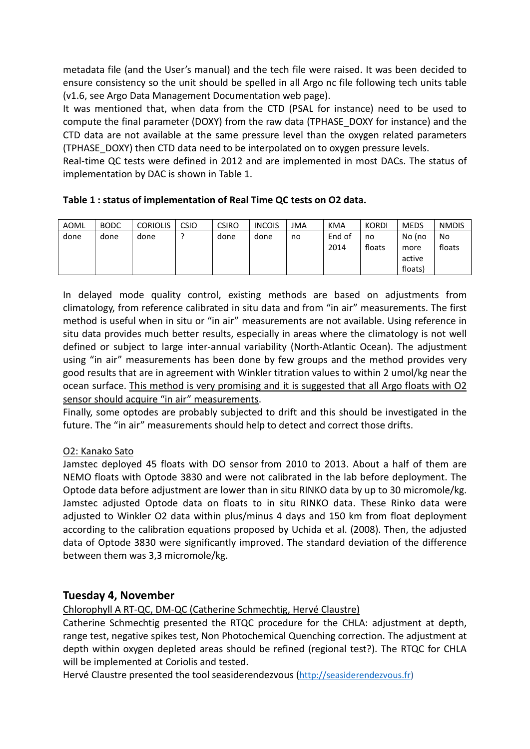metadata file (and the User's manual) and the tech file were raised. It was been decided to ensure consistency so the unit should be spelled in all Argo nc file following tech units table (v1.6, see Argo Data Management Documentation web page).

It was mentioned that, when data from the CTD (PSAL for instance) need to be used to compute the final parameter (DOXY) from the raw data (TPHASE_DOXY for instance) and the CTD data are not available at the same pressure level than the oxygen related parameters (TPHASE_DOXY) then CTD data need to be interpolated on to oxygen pressure levels.

Real-time QC tests were defined in 2012 and are implemented in most DACs. The status of implementation by DAC is shown in Table 1.

**Table 1 : status of implementation of Real Time QC tests on O2 data.**

| AOML | BODC | CORIOLIS | CSIO | CSIRO | INCOIS | JMA | KMA | KORDI | MEDS | NMDIS |
|---|---|---|---|---|---|---|---|---|---|---|
| done | done | done | ? | done | done | no | End of 2014 | no floats | No (no more active floats) | No floats |

In delayed mode quality control, existing methods are based on adjustments from climatology, from reference calibrated in situ data and from "in air" measurements. The first method is useful when in situ or "in air" measurements are not available. Using reference in situ data provides much better results, especially in areas where the climatology is not well defined or subject to large inter-annual variability (North-Atlantic Ocean). The adjustment using "in air" measurements has been done by few groups and the method provides very good results that are in agreement with Winkler titration values to within 2 umol/kg near the ocean surface. <u>This method is very promising and it is suggested that all Argo floats with O2 sensor should acquire "in air" measurements</u>.

Finally, some optodes are probably subjected to drift and this should be investigated in the future. The "in air" measurements should help to detect and correct those drifts.

<u>O2: Kanako Sato</u>

Jamstec deployed 45 floats with DO sensor from 2010 to 2013. About a half of them are NEMO floats with Optode 3830 and were not calibrated in the lab before deployment. The Optode data before adjustment are lower than in situ RINKO data by up to 30 micromole/kg. Jamstec adjusted Optode data on floats to in situ RINKO data. These Rinko data were adjusted to Winkler O2 data within plus/minus 4 days and 150 km from float deployment according to the calibration equations proposed by Uchida et al. (2008). Then, the adjusted data of Optode 3830 were significantly improved. The standard deviation of the difference between them was 3,3 micromole/kg.

## Tuesday 4, November

<u>Chlorophyll A RT-QC, DM-QC (Catherine Schmechtig, Hervé Claustre)</u>

Catherine Schmechtig presented the RTQC procedure for the CHLA: adjustment at depth, range test, negative spikes test, Non Photochemical Quenching correction. The adjustment at depth within oxygen depleted areas should be refined (regional test?). The RTQC for CHLA will be implemented at Coriolis and tested.

Hervé Claustre presented the tool seasiderendezvous (http://seasiderendezvous.fr)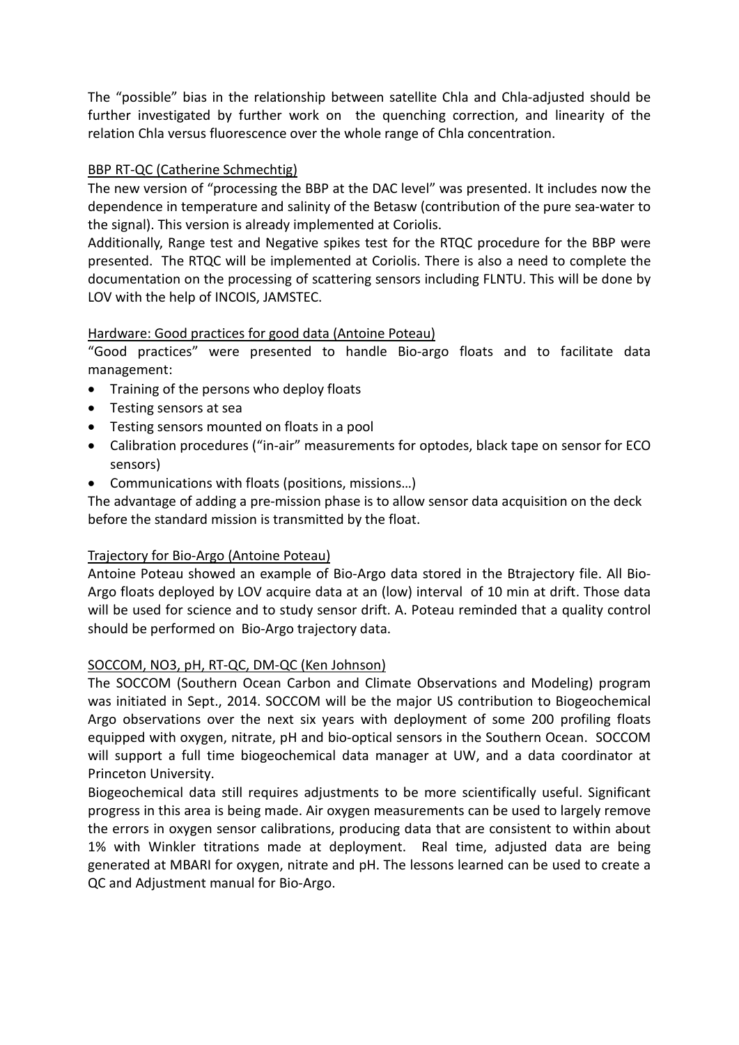The "possible" bias in the relationship between satellite Chla and Chla-adjusted should be further investigated by further work on the quenching correction, and linearity of the relation Chla versus fluorescence over the whole range of Chla concentration.

BBP RT-QC (Catherine Schmechtig)

The new version of "processing the BBP at the DAC level" was presented. It includes now the dependence in temperature and salinity of the Betasw (contribution of the pure sea-water to the signal). This version is already implemented at Coriolis.

Additionally, Range test and Negative spikes test for the RTQC procedure for the BBP were presented. The RTQC will be implemented at Coriolis. There is also a need to complete the documentation on the processing of scattering sensors including FLNTU. This will be done by LOV with the help of INCOIS, JAMSTEC.

Hardware: Good practices for good data (Antoine Poteau)

"Good practices" were presented to handle Bio-argo floats and to facilitate data management:

- Training of the persons who deploy floats
- Testing sensors at sea
- Testing sensors mounted on floats in a pool
- Calibration procedures ("in-air" measurements for optodes, black tape on sensor for ECO sensors)
- Communications with floats (positions, missions…)

The advantage of adding a pre-mission phase is to allow sensor data acquisition on the deck before the standard mission is transmitted by the float.

Trajectory for Bio-Argo (Antoine Poteau)

Antoine Poteau showed an example of Bio-Argo data stored in the Btrajectory file. All Bio-Argo floats deployed by LOV acquire data at an (low) interval of 10 min at drift. Those data will be used for science and to study sensor drift. A. Poteau reminded that a quality control should be performed on Bio-Argo trajectory data.

SOCCOM, NO3, pH, RT-QC, DM-QC (Ken Johnson)

The SOCCOM (Southern Ocean Carbon and Climate Observations and Modeling) program was initiated in Sept., 2014. SOCCOM will be the major US contribution to Biogeochemical Argo observations over the next six years with deployment of some 200 profiling floats equipped with oxygen, nitrate, pH and bio-optical sensors in the Southern Ocean. SOCCOM will support a full time biogeochemical data manager at UW, and a data coordinator at Princeton University.

Biogeochemical data still requires adjustments to be more scientifically useful. Significant progress in this area is being made. Air oxygen measurements can be used to largely remove the errors in oxygen sensor calibrations, producing data that are consistent to within about 1% with Winkler titrations made at deployment. Real time, adjusted data are being generated at MBARI for oxygen, nitrate and pH. The lessons learned can be used to create a QC and Adjustment manual for Bio-Argo.